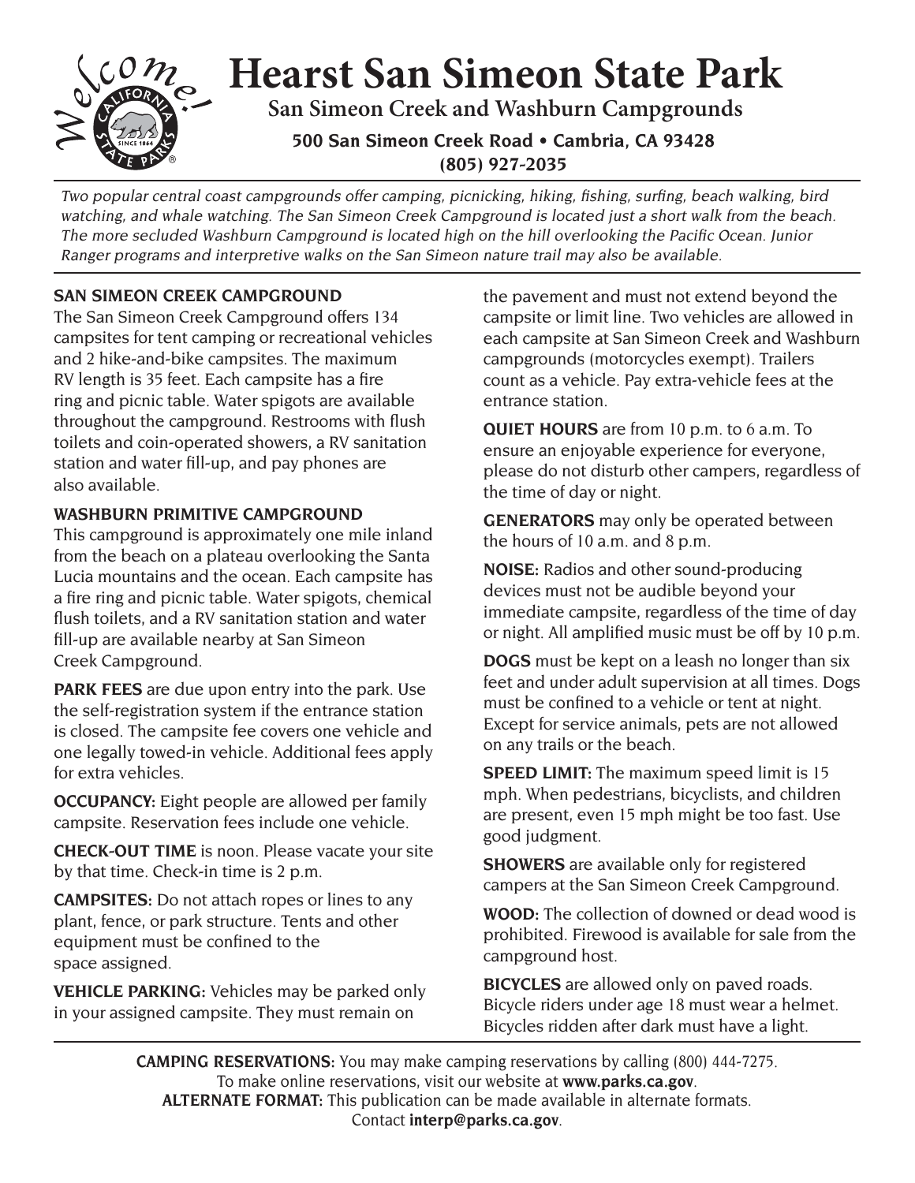# Hearst San Simeon State Park

## San Simeon Creek and Washburn Campgrounds

**500 San Simeon Creek Road • Cambria, CA 93428**
**(805) 927-2035**

*Two popular central coast campgrounds offer camping, picnicking, hiking, fishing, surfing, beach walking, bird watching, and whale watching. The San Simeon Creek Campground is located just a short walk from the beach. The more secluded Washburn Campground is located high on the hill overlooking the Pacific Ocean. Junior Ranger programs and interpretive walks on the San Simeon nature trail may also be available.*

### SAN SIMEON CREEK CAMPGROUND

The San Simeon Creek Campground offers 134 campsites for tent camping or recreational vehicles and 2 hike-and-bike campsites. The maximum RV length is 35 feet. Each campsite has a fire ring and picnic table. Water spigots are available throughout the campground. Restrooms with flush toilets and coin-operated showers, a RV sanitation station and water fill-up, and pay phones are also available.

### WASHBURN PRIMITIVE CAMPGROUND

This campground is approximately one mile inland from the beach on a plateau overlooking the Santa Lucia mountains and the ocean. Each campsite has a fire ring and picnic table. Water spigots, chemical flush toilets, and a RV sanitation station and water fill-up are available nearby at San Simeon Creek Campground.

**PARK FEES** are due upon entry into the park. Use the self-registration system if the entrance station is closed. The campsite fee covers one vehicle and one legally towed-in vehicle. Additional fees apply for extra vehicles.

**OCCUPANCY:** Eight people are allowed per family campsite. Reservation fees include one vehicle.

**CHECK-OUT TIME** is noon. Please vacate your site by that time. Check-in time is 2 p.m.

**CAMPSITES:** Do not attach ropes or lines to any plant, fence, or park structure. Tents and other equipment must be confined to the space assigned.

**VEHICLE PARKING:** Vehicles may be parked only in your assigned campsite. They must remain on the pavement and must not extend beyond the campsite or limit line. Two vehicles are allowed in each campsite at San Simeon Creek and Washburn campgrounds (motorcycles exempt). Trailers count as a vehicle. Pay extra-vehicle fees at the entrance station.

**QUIET HOURS** are from 10 p.m. to 6 a.m. To ensure an enjoyable experience for everyone, please do not disturb other campers, regardless of the time of day or night.

**GENERATORS** may only be operated between the hours of 10 a.m. and 8 p.m.

**NOISE:** Radios and other sound-producing devices must not be audible beyond your immediate campsite, regardless of the time of day or night. All amplified music must be off by 10 p.m.

**DOGS** must be kept on a leash no longer than six feet and under adult supervision at all times. Dogs must be confined to a vehicle or tent at night. Except for service animals, pets are not allowed on any trails or the beach.

**SPEED LIMIT:** The maximum speed limit is 15 mph. When pedestrians, bicyclists, and children are present, even 15 mph might be too fast. Use good judgment.

**SHOWERS** are available only for registered campers at the San Simeon Creek Campground.

**WOOD:** The collection of downed or dead wood is prohibited. Firewood is available for sale from the campground host.

**BICYCLES** are allowed only on paved roads. Bicycle riders under age 18 must wear a helmet. Bicycles ridden after dark must have a light.

**CAMPING RESERVATIONS:** You may make camping reservations by calling (800) 444-7275. To make online reservations, visit our website at **www.parks.ca.gov**.

**ALTERNATE FORMAT:** This publication can be made available in alternate formats. Contact **interp@parks.ca.gov**.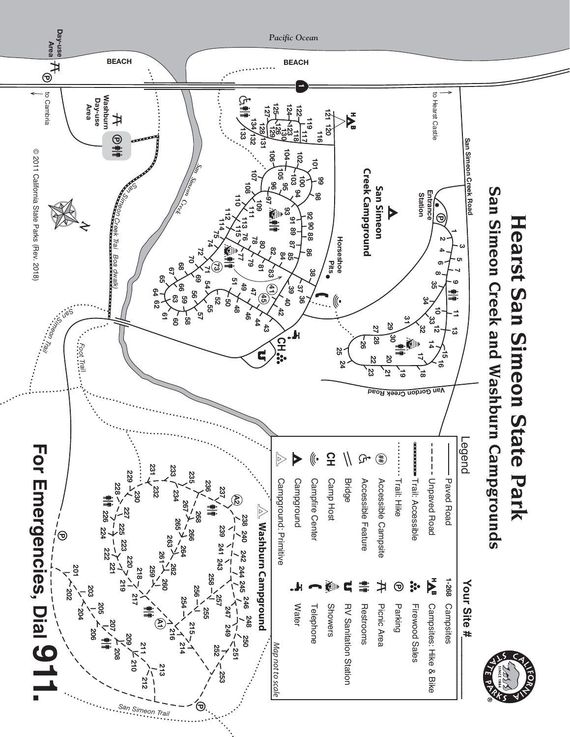# Hearst San Simeon State Park

## San Simeon Creek and Washburn Campgrounds

Legend

- Paved Road
- Unpaved Road
- Trail: Accessible
- Trail: Hike
- Accessible Campsite
- Accessible Feature
- Bridge
- CH Camp Host
- Campfire Center
- Campground
- Campground: Primitive

Your Site # ________

- 1-268 Campsites
- Campsites: Hike & Bike
- Firewood Sales
- Parking
- Picnic Area
- Restrooms
- RV Sanitation Station
- Showers
- Telephone
- Water

*Map not to scale*

Pacific Ocean

BEACH

BEACH

Day-use Area

Washburn Day-use Area

to Cambria

to Hearst Castle

San Simeon Creek Road

Van Gordon Creek Road

Entrance Station

San Simeon Creek Campground

Horseshoe Pits

San Simeon Creek

San Simeon Creek Trail Boardwalk

San Simeon Trail

Foot Trail

Washburn Campground

San Simeon Trail

## For Emergencies, Dial 911.

© 2011 California State Parks (Rev. 2018)